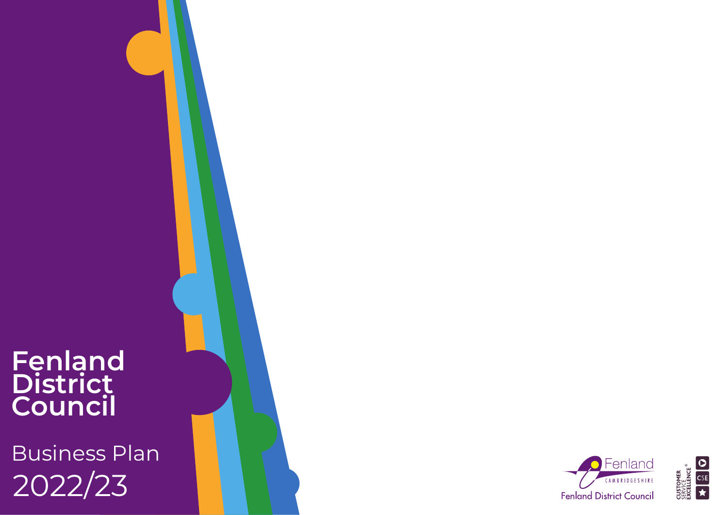# Fenland District Council

## Business Plan 2022/23

Fenland
CAMBRIDGESHIRE
Fenland District Council

CUSTOMER SERVICE EXCELLENCE® CSE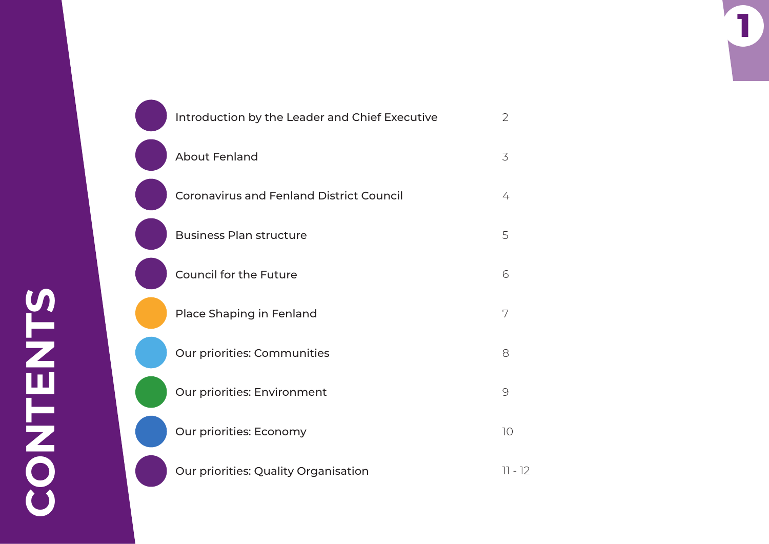# CONTENTS

| | |
|---|---|
| Introduction by the Leader and Chief Executive | 2 |
| About Fenland | 3 |
| Coronavirus and Fenland District Council | 4 |
| Business Plan structure | 5 |
| Council for the Future | 6 |
| Place Shaping in Fenland | 7 |
| Our priorities: Communities | 8 |
| Our priorities: Environment | 9 |
| Our priorities: Economy | 10 |
| Our priorities: Quality Organisation | 11 - 12 |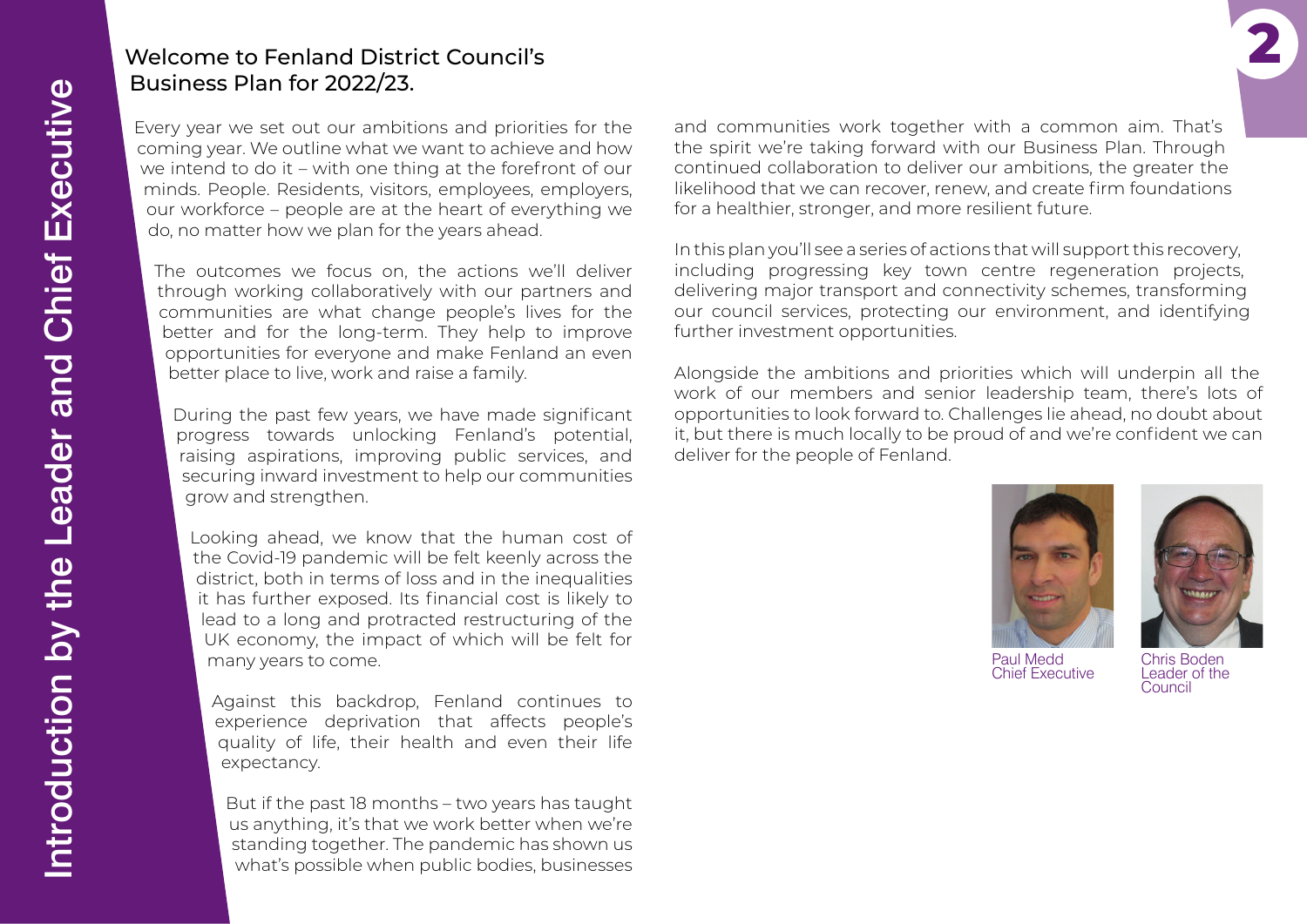# Introduction by the Leader and Chief Executive

## Welcome to Fenland District Council's Business Plan for 2022/23.

Every year we set out our ambitions and priorities for the coming year. We outline what we want to achieve and how we intend to do it – with one thing at the forefront of our minds. People. Residents, visitors, employees, employers, our workforce – people are at the heart of everything we do, no matter how we plan for the years ahead.

The outcomes we focus on, the actions we'll deliver through working collaboratively with our partners and communities are what change people's lives for the better and for the long-term. They help to improve opportunities for everyone and make Fenland an even better place to live, work and raise a family.

During the past few years, we have made significant progress towards unlocking Fenland's potential, raising aspirations, improving public services, and securing inward investment to help our communities grow and strengthen.

Looking ahead, we know that the human cost of the Covid-19 pandemic will be felt keenly across the district, both in terms of loss and in the inequalities it has further exposed. Its financial cost is likely to lead to a long and protracted restructuring of the UK economy, the impact of which will be felt for many years to come.

Against this backdrop, Fenland continues to experience deprivation that affects people's quality of life, their health and even their life expectancy.

But if the past 18 months – two years has taught us anything, it's that we work better when we're standing together. The pandemic has shown us what's possible when public bodies, businesses and communities work together with a common aim. That's the spirit we're taking forward with our Business Plan. Through continued collaboration to deliver our ambitions, the greater the likelihood that we can recover, renew, and create firm foundations for a healthier, stronger, and more resilient future.

In this plan you'll see a series of actions that will support this recovery, including progressing key town centre regeneration projects, delivering major transport and connectivity schemes, transforming our council services, protecting our environment, and identifying further investment opportunities.

Alongside the ambitions and priorities which will underpin all the work of our members and senior leadership team, there's lots of opportunities to look forward to. Challenges lie ahead, no doubt about it, but there is much locally to be proud of and we're confident we can deliver for the people of Fenland.

Paul Medd
Chief Executive

Chris Boden
Leader of the Council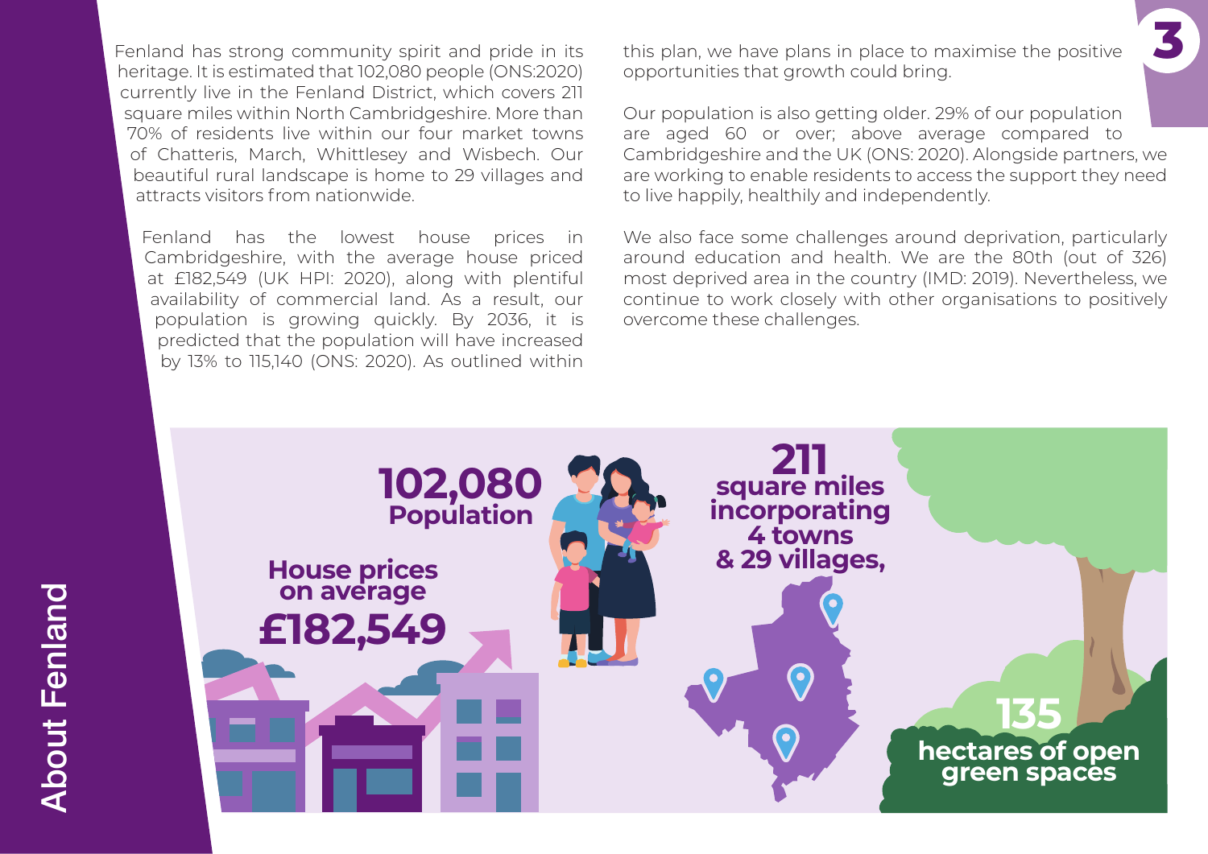# About Fenland

Fenland has strong community spirit and pride in its heritage. It is estimated that 102,080 people (ONS:2020) currently live in the Fenland District, which covers 211 square miles within North Cambridgeshire. More than 70% of residents live within our four market towns of Chatteris, March, Whittlesey and Wisbech. Our beautiful rural landscape is home to 29 villages and attracts visitors from nationwide.

Fenland has the lowest house prices in Cambridgeshire, with the average house priced at £182,549 (UK HPI: 2020), along with plentiful availability of commercial land. As a result, our population is growing quickly. By 2036, it is predicted that the population will have increased by 13% to 115,140 (ONS: 2020). As outlined within this plan, we have plans in place to maximise the positive opportunities that growth could bring.

Our population is also getting older. 29% of our population are aged 60 or over; above average compared to Cambridgeshire and the UK (ONS: 2020). Alongside partners, we are working to enable residents to access the support they need to live happily, healthily and independently.

We also face some challenges around deprivation, particularly around education and health. We are the 80th (out of 326) most deprived area in the country (IMD: 2019). Nevertheless, we continue to work closely with other organisations to positively overcome these challenges.

**102,080** Population

**House prices on average £182,549**

**211 square miles incorporating 4 towns & 29 villages,**

**135 hectares of open green spaces**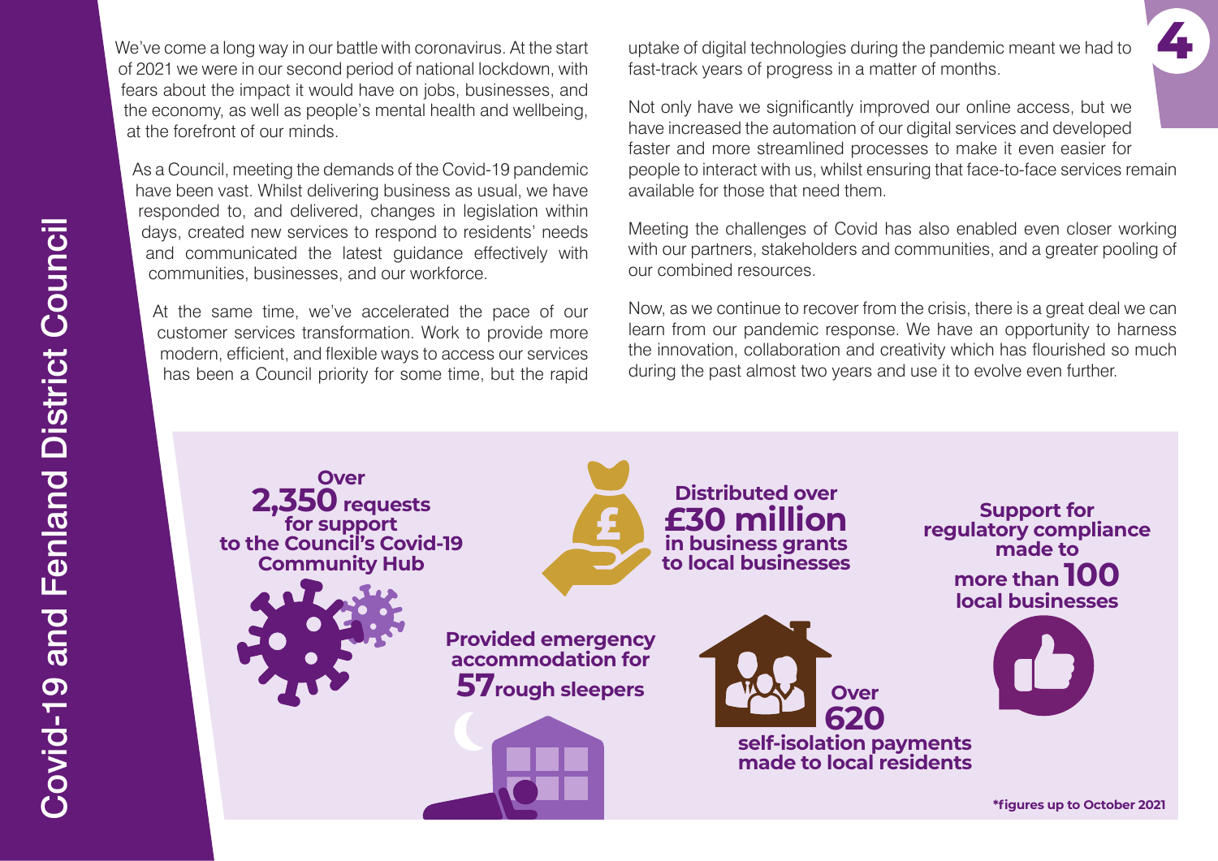We've come a long way in our battle with coronavirus. At the start of 2021 we were in our second period of national lockdown, with fears about the impact it would have on jobs, businesses, and the economy, as well as people's mental health and wellbeing, at the forefront of our minds.

As a Council, meeting the demands of the Covid-19 pandemic have been vast. Whilst delivering business as usual, we have responded to, and delivered, changes in legislation within days, created new services to respond to residents' needs and communicated the latest guidance effectively with communities, businesses, and our workforce.

At the same time, we've accelerated the pace of our customer services transformation. Work to provide more modern, efficient, and flexible ways to access our services has been a Council priority for some time, but the rapid uptake of digital technologies during the pandemic meant we had to fast-track years of progress in a matter of months.

Not only have we significantly improved our online access, but we have increased the automation of our digital services and developed faster and more streamlined processes to make it even easier for people to interact with us, whilst ensuring that face-to-face services remain available for those that need them.

Meeting the challenges of Covid has also enabled even closer working with our partners, stakeholders and communities, and a greater pooling of our combined resources.

Now, as we continue to recover from the crisis, there is a great deal we can learn from our pandemic response. We have an opportunity to harness the innovation, collaboration and creativity which has flourished so much during the past almost two years and use it to evolve even further.

**Over 2,350 requests for support to the Council's Covid-19 Community Hub**

**Distributed over £30 million in business grants to local businesses**

**Support for regulatory compliance made to more than 100 local businesses**

**Provided emergency accommodation for 57 rough sleepers**

**Over 620 self-isolation payments made to local residents**

**\*figures up to October 2021**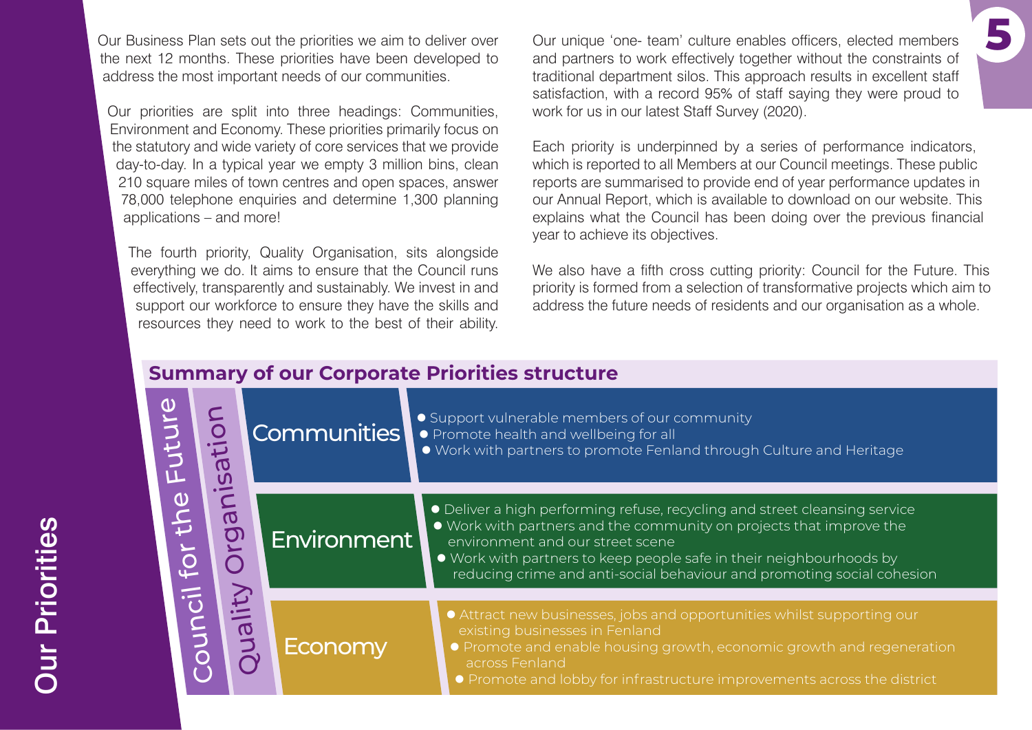# Our Priorities

Our Business Plan sets out the priorities we aim to deliver over the next 12 months. These priorities have been developed to address the most important needs of our communities.

Our priorities are split into three headings: Communities, Environment and Economy. These priorities primarily focus on the statutory and wide variety of core services that we provide day-to-day. In a typical year we empty 3 million bins, clean 210 square miles of town centres and open spaces, answer 78,000 telephone enquiries and determine 1,300 planning applications – and more!

The fourth priority, Quality Organisation, sits alongside everything we do. It aims to ensure that the Council runs effectively, transparently and sustainably. We invest in and support our workforce to ensure they have the skills and resources they need to work to the best of their ability.

Our unique 'one- team' culture enables officers, elected members and partners to work effectively together without the constraints of traditional department silos. This approach results in excellent staff satisfaction, with a record 95% of staff saying they were proud to work for us in our latest Staff Survey (2020).

Each priority is underpinned by a series of performance indicators, which is reported to all Members at our Council meetings. These public reports are summarised to provide end of year performance updates in our Annual Report, which is available to download on our website. This explains what the Council has been doing over the previous financial year to achieve its objectives.

We also have a fifth cross cutting priority: Council for the Future. This priority is formed from a selection of transformative projects which aim to address the future needs of residents and our organisation as a whole.

## Summary of our Corporate Priorities structure

Council for the Future / Quality Organisation (spanning all priorities)

| Priority | Aims |
| --- | --- |
| Communities | • Support vulnerable members of our community<br>• Promote health and wellbeing for all<br>• Work with partners to promote Fenland through Culture and Heritage |
| Environment | • Deliver a high performing refuse, recycling and street cleansing service<br>• Work with partners and the community on projects that improve the environment and our street scene<br>• Work with partners to keep people safe in their neighbourhoods by reducing crime and anti-social behaviour and promoting social cohesion |
| Economy | • Attract new businesses, jobs and opportunities whilst supporting our existing businesses in Fenland<br>• Promote and enable housing growth, economic growth and regeneration across Fenland<br>• Promote and lobby for infrastructure improvements across the district |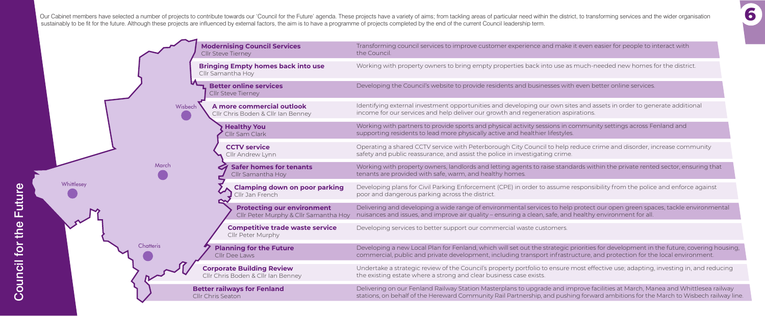# Council for the Future

Our Cabinet members have selected a number of projects to contribute towards our 'Council for the Future' agenda. These projects have a variety of aims; from tackling areas of particular need within the district, to transforming services and the wider organisation sustainably to be fit for the future. Although these projects are influenced by external factors, the aim is to have a programme of projects completed by the end of the current Council leadership term.

| Project | Description |
| --- | --- |
| **Modernising Council Services**<br>Cllr Steve Tierney | Transforming council services to improve customer experience and make it even easier for people to interact with the Council. |
| **Bringing Empty homes back into use**<br>Cllr Samantha Hoy | Working with property owners to bring empty properties back into use as much-needed new homes for the district. |
| **Better online services**<br>Cllr Steve Tierney | Developing the Council's website to provide residents and businesses with even better online services. |
| **A more commercial outlook**<br>Cllr Chris Boden & Cllr Ian Benney | Identifying external investment opportunities and developing our own sites and assets in order to generate additional income for our services and help deliver our growth and regeneration aspirations. |
| **Healthy You**<br>Cllr Sam Clark | Working with partners to provide sports and physical activity sessions in community settings across Fenland and supporting residents to lead more physically active and healthier lifestyles. |
| **CCTV service**<br>Cllr Andrew Lynn | Operating a shared CCTV service with Peterborough City Council to help reduce crime and disorder, increase community safety and public reassurance, and assist the police in investigating crime. |
| **Safer homes for tenants**<br>Cllr Samantha Hoy | Working with property owners, landlords and letting agents to raise standards within the private rented sector, ensuring that tenants are provided with safe, warm, and healthy homes. |
| **Clamping down on poor parking**<br>Cllr Jan French | Developing plans for Civil Parking Enforcement (CPE) in order to assume responsibility from the police and enforce against poor and dangerous parking across the district. |
| **Protecting our environment**<br>Cllr Peter Murphy & Cllr Samantha Hoy | Delivering and developing a wide range of environmental services to help protect our open green spaces, tackle environmental nuisances and issues, and improve air quality – ensuring a clean, safe, and healthy environment for all. |
| **Competitive trade waste service**<br>Cllr Peter Murphy | Developing services to better support our commercial waste customers. |
| **Planning for the Future**<br>Cllr Dee Laws | Developing a new Local Plan for Fenland, which will set out the strategic priorities for development in the future, covering housing, commercial, public and private development, including transport infrastructure, and protection for the local environment. |
| **Corporate Building Review**<br>Cllr Chris Boden & Cllr Ian Benney | Undertake a strategic review of the Council's property portfolio to ensure most effective use; adapting, investing in, and reducing the existing estate where a strong and clear business case exists. |
| **Better railways for Fenland**<br>Cllr Chris Seaton | Delivering on our Fenland Railway Station Masterplans to upgrade and improve facilities at March, Manea and Whittlesea railway stations, on behalf of the Hereward Community Rail Partnership, and pushing forward ambitions for the March to Wisbech railway line. |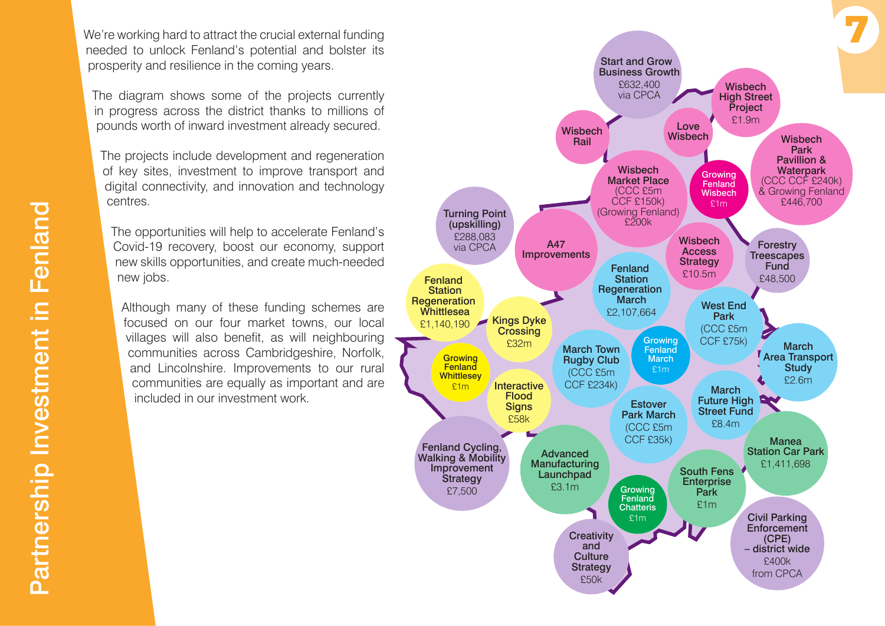# Partnership Investment in Fenland

We're working hard to attract the crucial external funding needed to unlock Fenland's potential and bolster its prosperity and resilience in the coming years.

The diagram shows some of the projects currently in progress across the district thanks to millions of pounds worth of inward investment already secured.

The projects include development and regeneration of key sites, investment to improve transport and digital connectivity, and innovation and technology centres.

The opportunities will help to accelerate Fenland's Covid-19 recovery, boost our economy, support new skills opportunities, and create much-needed new jobs.

Although many of these funding schemes are focused on our four market towns, our local villages will also benefit, as will neighbouring communities across Cambridgeshire, Norfolk, and Lincolnshire. Improvements to our rural communities are equally as important and are included in our investment work.

- **Start and Grow Business Growth** £632,400 via CPCA
- **Wisbech High Street Project** £1.9m
- **Wisbech Rail**
- **Love Wisbech**
- **Wisbech Park Pavillion & Waterpark** (CCC CCF £240k) & Growing Fenland £446,700
- **Wisbech Market Place** (CCC £5m CCF £150k) (Growing Fenland) £200k
- **Growing Fenland Wisbech** £1m
- **Turning Point (upskilling)** £288,083 via CPCA
- **A47 Improvements**
- **Wisbech Access Strategy** £10.5m
- **Forestry Treescapes Fund** £48,500
- **Fenland Station Regeneration Whittlesea** £1,140,190
- **Fenland Station Regeneration March** £2,107,664
- **Kings Dyke Crossing** £32m
- **West End Park** (CCC £5m CCF £75k)
- **Growing Fenland Whittlesey** £1m
- **March Town Rugby Club** (CCC £5m CCF £234k)
- **Growing Fenland March** £1m
- **March Area Transport Study** £2.6m
- **Interactive Flood Signs** £58k
- **Estover Park March** (CCC £5m CCF £35k)
- **March Future High Street Fund** £8.4m
- **Fenland Cycling, Walking & Mobility Improvement Strategy** £7,500
- **Advanced Manufacturing Launchpad** £3.1m
- **Manea Station Car Park** £1,411,698
- **South Fens Enterprise Park** £1m
- **Growing Fenland Chatteris** £1m
- **Creativity and Culture Strategy** £50k
- **Civil Parking Enforcement (CPE) – district wide** £400k from CPCA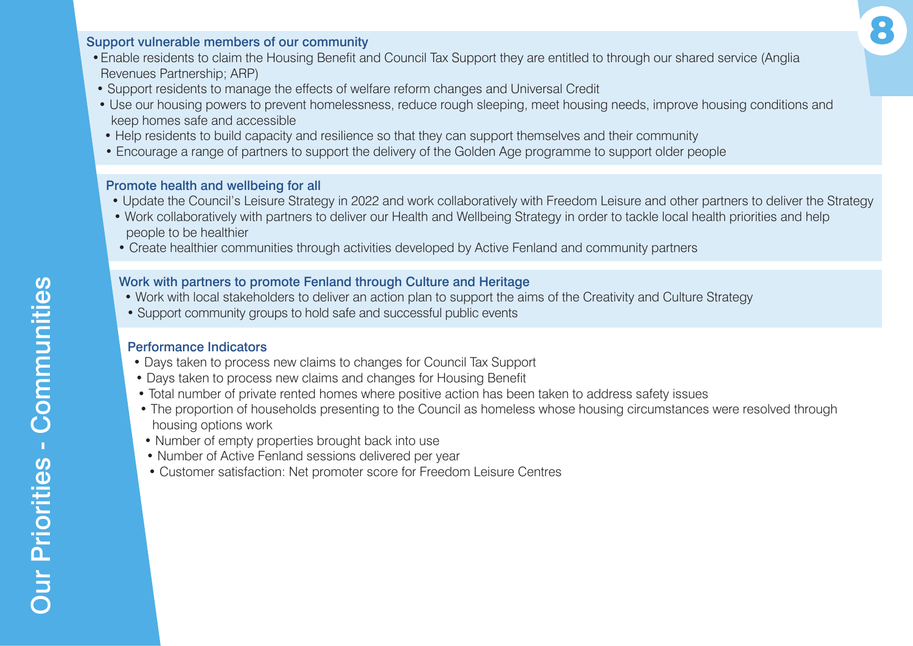# Our Priorities - Communities

### Support vulnerable members of our community

- Enable residents to claim the Housing Benefit and Council Tax Support they are entitled to through our shared service (Anglia Revenues Partnership; ARP)
- Support residents to manage the effects of welfare reform changes and Universal Credit
- Use our housing powers to prevent homelessness, reduce rough sleeping, meet housing needs, improve housing conditions and keep homes safe and accessible
- Help residents to build capacity and resilience so that they can support themselves and their community
- Encourage a range of partners to support the delivery of the Golden Age programme to support older people

### Promote health and wellbeing for all

- Update the Council's Leisure Strategy in 2022 and work collaboratively with Freedom Leisure and other partners to deliver the Strategy
- Work collaboratively with partners to deliver our Health and Wellbeing Strategy in order to tackle local health priorities and help people to be healthier
- Create healthier communities through activities developed by Active Fenland and community partners

### Work with partners to promote Fenland through Culture and Heritage

- Work with local stakeholders to deliver an action plan to support the aims of the Creativity and Culture Strategy
- Support community groups to hold safe and successful public events

### Performance Indicators

- Days taken to process new claims to changes for Council Tax Support
- Days taken to process new claims and changes for Housing Benefit
- Total number of private rented homes where positive action has been taken to address safety issues
- The proportion of households presenting to the Council as homeless whose housing circumstances were resolved through housing options work
- Number of empty properties brought back into use
- Number of Active Fenland sessions delivered per year
- Customer satisfaction: Net promoter score for Freedom Leisure Centres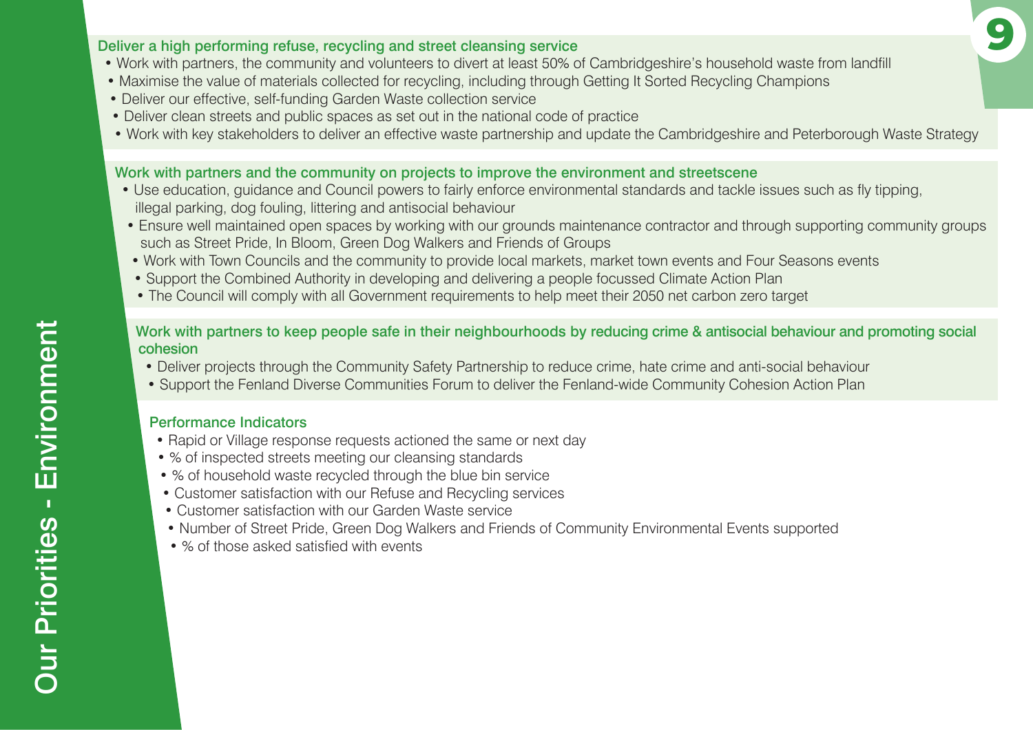# Our Priorities - Environment

## Deliver a high performing refuse, recycling and street cleansing service

- Work with partners, the community and volunteers to divert at least 50% of Cambridgeshire's household waste from landfill
- Maximise the value of materials collected for recycling, including through Getting It Sorted Recycling Champions
- Deliver our effective, self-funding Garden Waste collection service
- Deliver clean streets and public spaces as set out in the national code of practice
- Work with key stakeholders to deliver an effective waste partnership and update the Cambridgeshire and Peterborough Waste Strategy

## Work with partners and the community on projects to improve the environment and streetscene

- Use education, guidance and Council powers to fairly enforce environmental standards and tackle issues such as fly tipping, illegal parking, dog fouling, littering and antisocial behaviour
- Ensure well maintained open spaces by working with our grounds maintenance contractor and through supporting community groups such as Street Pride, In Bloom, Green Dog Walkers and Friends of Groups
- Work with Town Councils and the community to provide local markets, market town events and Four Seasons events
- Support the Combined Authority in developing and delivering a people focussed Climate Action Plan
- The Council will comply with all Government requirements to help meet their 2050 net carbon zero target

## Work with partners to keep people safe in their neighbourhoods by reducing crime & antisocial behaviour and promoting social cohesion

- Deliver projects through the Community Safety Partnership to reduce crime, hate crime and anti-social behaviour
- Support the Fenland Diverse Communities Forum to deliver the Fenland-wide Community Cohesion Action Plan

## Performance Indicators

- Rapid or Village response requests actioned the same or next day
- % of inspected streets meeting our cleansing standards
- % of household waste recycled through the blue bin service
- Customer satisfaction with our Refuse and Recycling services
- Customer satisfaction with our Garden Waste service
- Number of Street Pride, Green Dog Walkers and Friends of Community Environmental Events supported
- % of those asked satisfied with events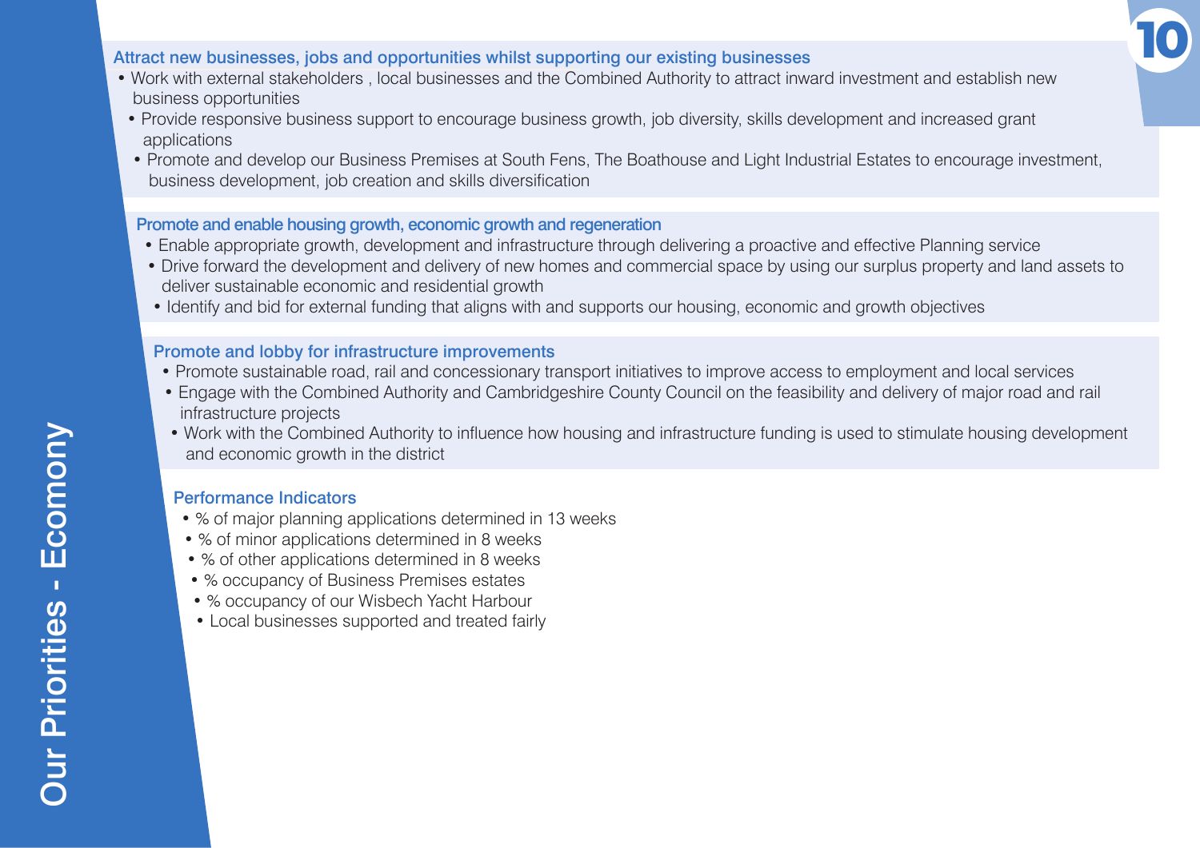# Our Priorities - Ecomony

### Attract new businesses, jobs and opportunities whilst supporting our existing businesses

- Work with external stakeholders , local businesses and the Combined Authority to attract inward investment and establish new business opportunities
- Provide responsive business support to encourage business growth, job diversity, skills development and increased grant applications
- Promote and develop our Business Premises at South Fens, The Boathouse and Light Industrial Estates to encourage investment, business development, job creation and skills diversification

### Promote and enable housing growth, economic growth and regeneration

- Enable appropriate growth, development and infrastructure through delivering a proactive and effective Planning service
- Drive forward the development and delivery of new homes and commercial space by using our surplus property and land assets to deliver sustainable economic and residential growth
- Identify and bid for external funding that aligns with and supports our housing, economic and growth objectives

### Promote and lobby for infrastructure improvements

- Promote sustainable road, rail and concessionary transport initiatives to improve access to employment and local services
- Engage with the Combined Authority and Cambridgeshire County Council on the feasibility and delivery of major road and rail infrastructure projects
- Work with the Combined Authority to influence how housing and infrastructure funding is used to stimulate housing development and economic growth in the district

### Performance Indicators

- % of major planning applications determined in 13 weeks
- % of minor applications determined in 8 weeks
- % of other applications determined in 8 weeks
- % occupancy of Business Premises estates
- % occupancy of our Wisbech Yacht Harbour
- Local businesses supported and treated fairly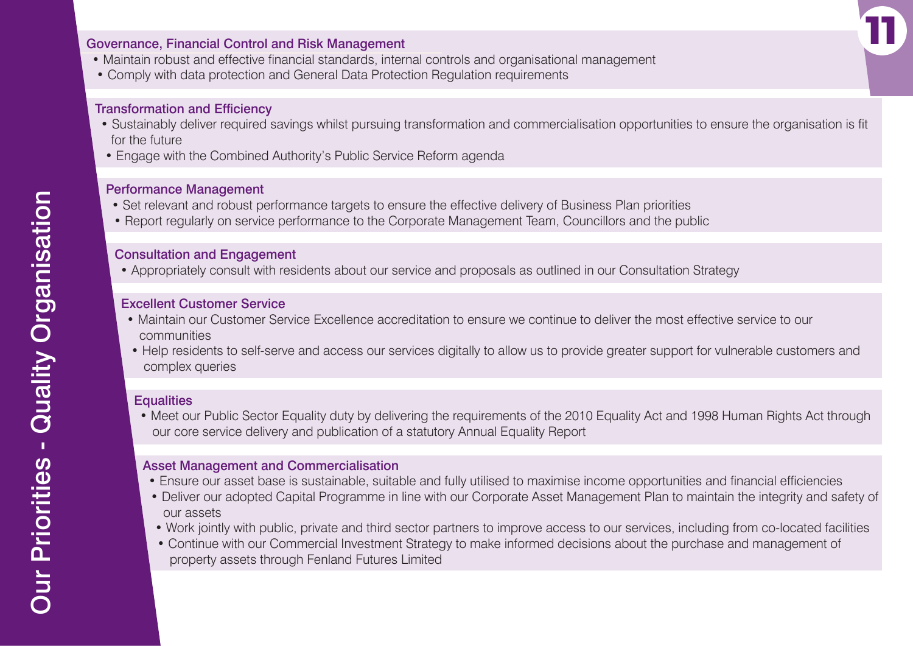# Our Priorities - Quality Organisation

### Governance, Financial Control and Risk Management

- Maintain robust and effective financial standards, internal controls and organisational management
- Comply with data protection and General Data Protection Regulation requirements

### Transformation and Efficiency

- Sustainably deliver required savings whilst pursuing transformation and commercialisation opportunities to ensure the organisation is fit for the future
- Engage with the Combined Authority's Public Service Reform agenda

### Performance Management

- Set relevant and robust performance targets to ensure the effective delivery of Business Plan priorities
- Report regularly on service performance to the Corporate Management Team, Councillors and the public

### Consultation and Engagement

- Appropriately consult with residents about our service and proposals as outlined in our Consultation Strategy

### Excellent Customer Service

- Maintain our Customer Service Excellence accreditation to ensure we continue to deliver the most effective service to our communities
- Help residents to self-serve and access our services digitally to allow us to provide greater support for vulnerable customers and complex queries

### Equalities

- Meet our Public Sector Equality duty by delivering the requirements of the 2010 Equality Act and 1998 Human Rights Act through our core service delivery and publication of a statutory Annual Equality Report

### Asset Management and Commercialisation

- Ensure our asset base is sustainable, suitable and fully utilised to maximise income opportunities and financial efficiencies
- Deliver our adopted Capital Programme in line with our Corporate Asset Management Plan to maintain the integrity and safety of our assets
- Work jointly with public, private and third sector partners to improve access to our services, including from co-located facilities
- Continue with our Commercial Investment Strategy to make informed decisions about the purchase and management of property assets through Fenland Futures Limited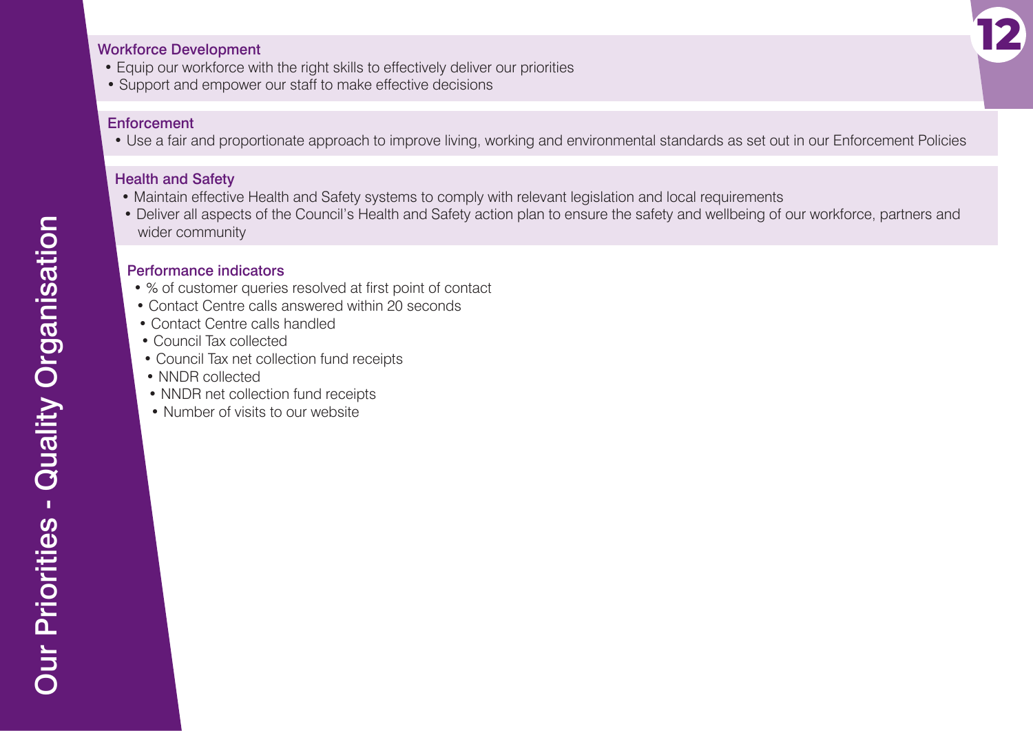# Our Priorities - Quality Organisation

### Workforce Development

- Equip our workforce with the right skills to effectively deliver our priorities
- Support and empower our staff to make effective decisions

### Enforcement

- Use a fair and proportionate approach to improve living, working and environmental standards as set out in our Enforcement Policies

### Health and Safety

- Maintain effective Health and Safety systems to comply with relevant legislation and local requirements
- Deliver all aspects of the Council's Health and Safety action plan to ensure the safety and wellbeing of our workforce, partners and wider community

### Performance indicators

- % of customer queries resolved at first point of contact
- Contact Centre calls answered within 20 seconds
- Contact Centre calls handled
- Council Tax collected
- Council Tax net collection fund receipts
- NNDR collected
- NNDR net collection fund receipts
- Number of visits to our website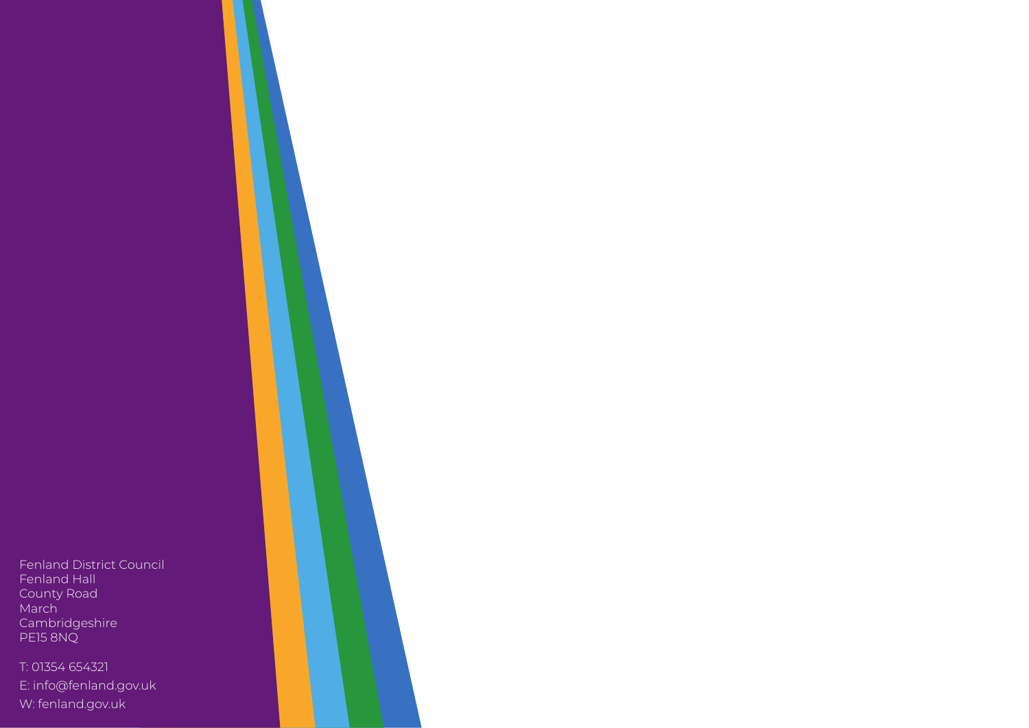Fenland District Council
Fenland Hall
County Road
March
Cambridgeshire
PE15 8NQ

T: 01354 654321
E: info@fenland.gov.uk
W: fenland.gov.uk